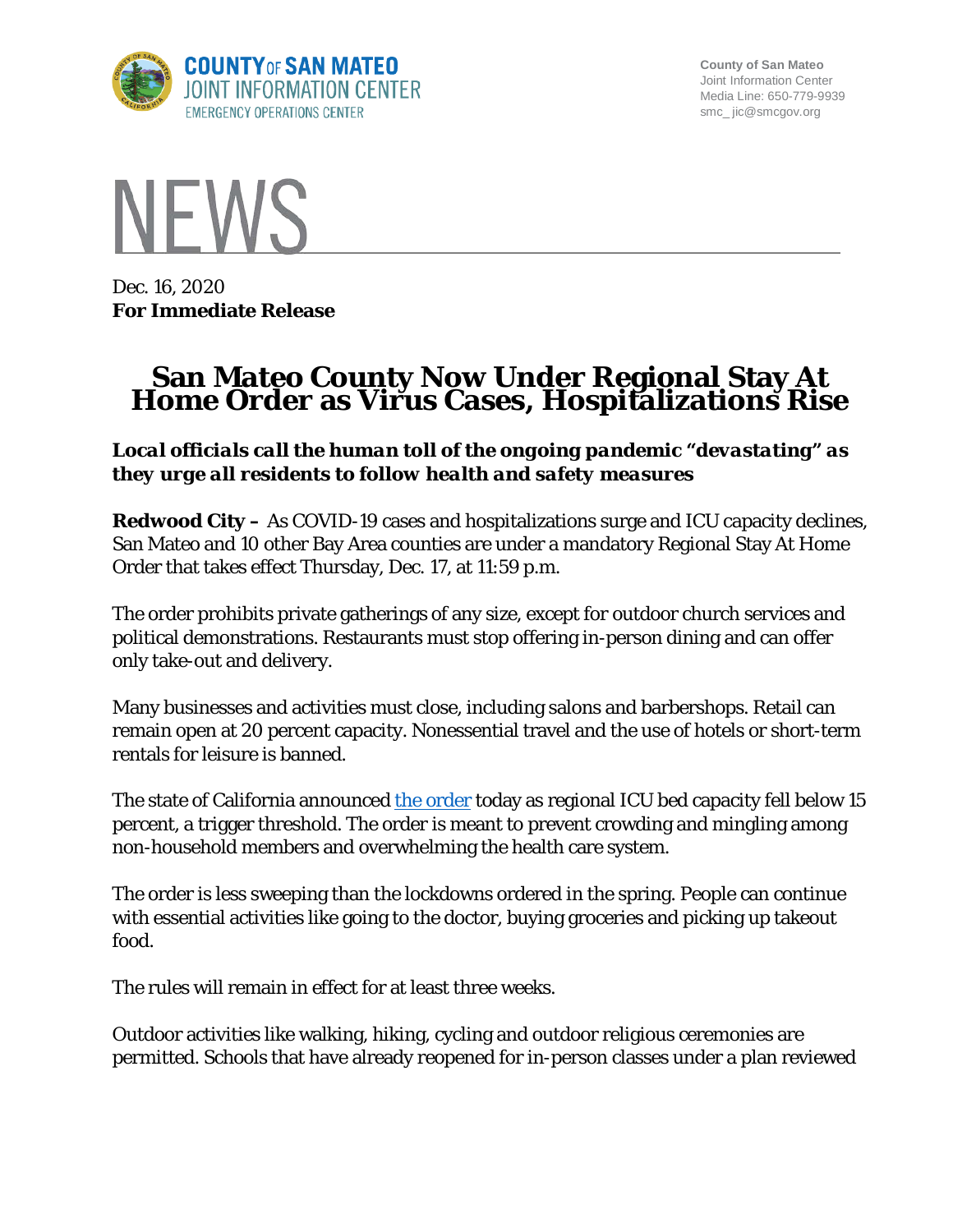COUNTY OF SAN MATEO
JOINT INFORMATION CENTER
EMERGENCY OPERATIONS CENTER

County of San Mateo
Joint Information Center
Media Line: 650-779-9939
smc_jic@smcgov.org

NEWS

Dec. 16, 2020
**For Immediate Release**

# San Mateo County Now Under Regional Stay At Home Order as Virus Cases, Hospitalizations Rise

***Local officials call the human toll of the ongoing pandemic "devastating" as they urge all residents to follow health and safety measures***

**Redwood City –** As COVID-19 cases and hospitalizations surge and ICU capacity declines, San Mateo and 10 other Bay Area counties are under a mandatory Regional Stay At Home Order that takes effect Thursday, Dec. 17, at 11:59 p.m.

The order prohibits private gatherings of any size, except for outdoor church services and political demonstrations. Restaurants must stop offering in-person dining and can offer only take-out and delivery.

Many businesses and activities must close, including salons and barbershops. Retail can remain open at 20 percent capacity. Nonessential travel and the use of hotels or short-term rentals for leisure is banned.

The state of California announced [the order](the order) today as regional ICU bed capacity fell below 15 percent, a trigger threshold. The order is meant to prevent crowding and mingling among non-household members and overwhelming the health care system.

The order is less sweeping than the lockdowns ordered in the spring. People can continue with essential activities like going to the doctor, buying groceries and picking up takeout food.

The rules will remain in effect for at least three weeks.

Outdoor activities like walking, hiking, cycling and outdoor religious ceremonies are permitted. Schools that have already reopened for in-person classes under a plan reviewed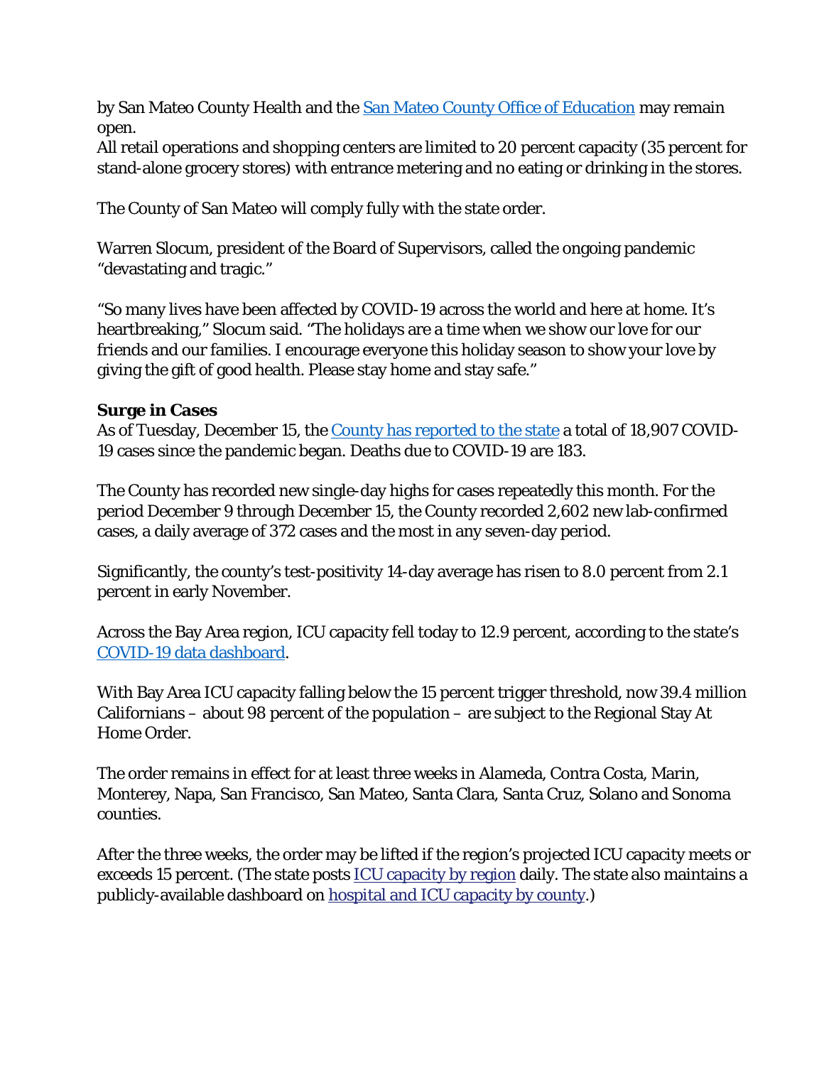by San Mateo County Health and the [San Mateo County Office of Education](#) may remain open.
All retail operations and shopping centers are limited to 20 percent capacity (35 percent for stand-alone grocery stores) with entrance metering and no eating or drinking in the stores.

The County of San Mateo will comply fully with the state order.

Warren Slocum, president of the Board of Supervisors, called the ongoing pandemic “devastating and tragic.”

“So many lives have been affected by COVID-19 across the world and here at home. It’s heartbreaking,” Slocum said. “The holidays are a time when we show our love for our friends and our families. I encourage everyone this holiday season to show your love by giving the gift of good health. Please stay home and stay safe.”

**Surge in Cases**
As of Tuesday, December 15, the [County has reported to the state](#) a total of 18,907 COVID-19 cases since the pandemic began. Deaths due to COVID-19 are 183.

The County has recorded new single-day highs for cases repeatedly this month. For the period December 9 through December 15, the County recorded 2,602 new lab-confirmed cases, a daily average of 372 cases and the most in any seven-day period.

Significantly, the county’s test-positivity 14-day average has risen to 8.0 percent from 2.1 percent in early November.

Across the Bay Area region, ICU capacity fell today to 12.9 percent, according to the state’s [COVID-19 data dashboard](#).

With Bay Area ICU capacity falling below the 15 percent trigger threshold, now 39.4 million Californians – about 98 percent of the population – are subject to the Regional Stay At Home Order.

The order remains in effect for at least three weeks in Alameda, Contra Costa, Marin, Monterey, Napa, San Francisco, San Mateo, Santa Clara, Santa Cruz, Solano and Sonoma counties.

After the three weeks, the order may be lifted if the region’s projected ICU capacity meets or exceeds 15 percent. (The state posts [ICU capacity by region](#) daily. The state also maintains a publicly-available dashboard on [hospital and ICU capacity by county](#).)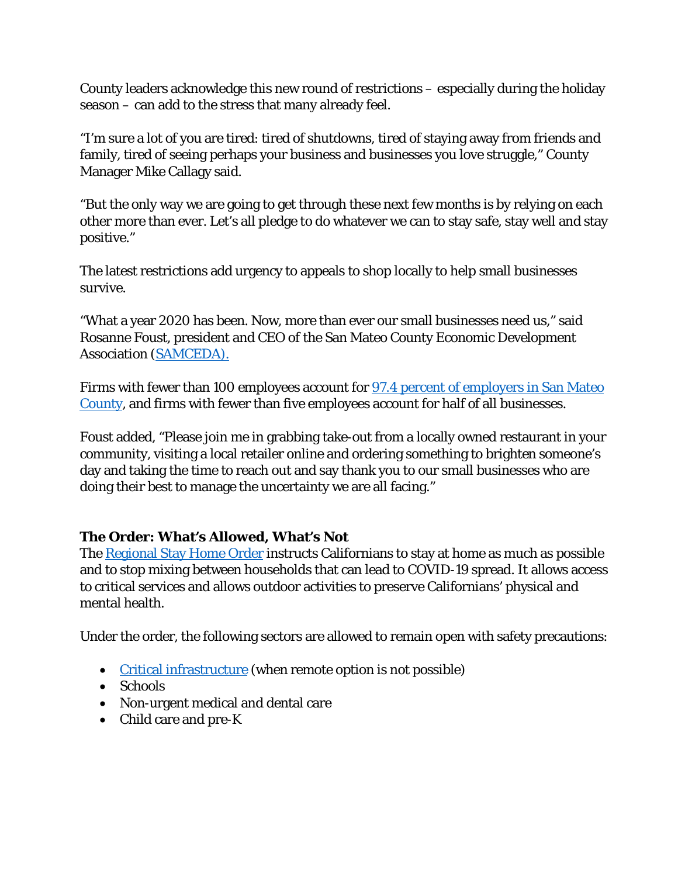County leaders acknowledge this new round of restrictions – especially during the holiday season – can add to the stress that many already feel.

"I'm sure a lot of you are tired: tired of shutdowns, tired of staying away from friends and family, tired of seeing perhaps your business and businesses you love struggle," County Manager Mike Callagy said.

"But the only way we are going to get through these next few months is by relying on each other more than ever. Let's all pledge to do whatever we can to stay safe, stay well and stay positive."

The latest restrictions add urgency to appeals to shop locally to help small businesses survive.

"What a year 2020 has been. Now, more than ever our small businesses need us," said Rosanne Foust, president and CEO of the San Mateo County Economic Development Association (SAMCEDA).

Firms with fewer than 100 employees account for 97.4 percent of employers in San Mateo County, and firms with fewer than five employees account for half of all businesses.

Foust added, "Please join me in grabbing take-out from a locally owned restaurant in your community, visiting a local retailer online and ordering something to brighten someone's day and taking the time to reach out and say thank you to our small businesses who are doing their best to manage the uncertainty we are all facing."

**The Order: What's Allowed, What's Not**

The Regional Stay Home Order instructs Californians to stay at home as much as possible and to stop mixing between households that can lead to COVID-19 spread. It allows access to critical services and allows outdoor activities to preserve Californians' physical and mental health.

Under the order, the following sectors are allowed to remain open with safety precautions:

- Critical infrastructure (when remote option is not possible)
- Schools
- Non-urgent medical and dental care
- Child care and pre-K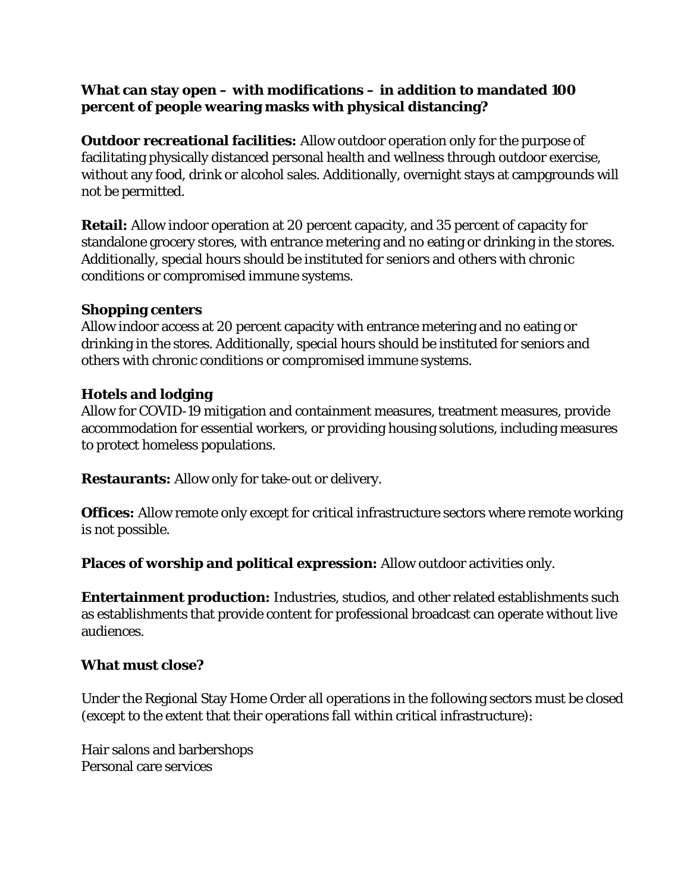**What can stay open – with modifications – in addition to mandated 100 percent of people wearing masks with physical distancing?**

**Outdoor recreational facilities:** Allow outdoor operation only for the purpose of facilitating physically distanced personal health and wellness through outdoor exercise, without any food, drink or alcohol sales. Additionally, overnight stays at campgrounds will not be permitted.

**Retail:** Allow indoor operation at 20 percent capacity, and 35 percent of capacity for standalone grocery stores, with entrance metering and no eating or drinking in the stores. Additionally, special hours should be instituted for seniors and others with chronic conditions or compromised immune systems.

**Shopping centers**

Allow indoor access at 20 percent capacity with entrance metering and no eating or drinking in the stores. Additionally, special hours should be instituted for seniors and others with chronic conditions or compromised immune systems.

**Hotels and lodging**

Allow for COVID-19 mitigation and containment measures, treatment measures, provide accommodation for essential workers, or providing housing solutions, including measures to protect homeless populations.

**Restaurants:** Allow only for take-out or delivery.

**Offices:** Allow remote only except for critical infrastructure sectors where remote working is not possible.

**Places of worship and political expression:** Allow outdoor activities only.

**Entertainment production:** Industries, studios, and other related establishments such as establishments that provide content for professional broadcast can operate without live audiences.

**What must close?**

Under the Regional Stay Home Order all operations in the following sectors must be closed (except to the extent that their operations fall within critical infrastructure):

Hair salons and barbershops
Personal care services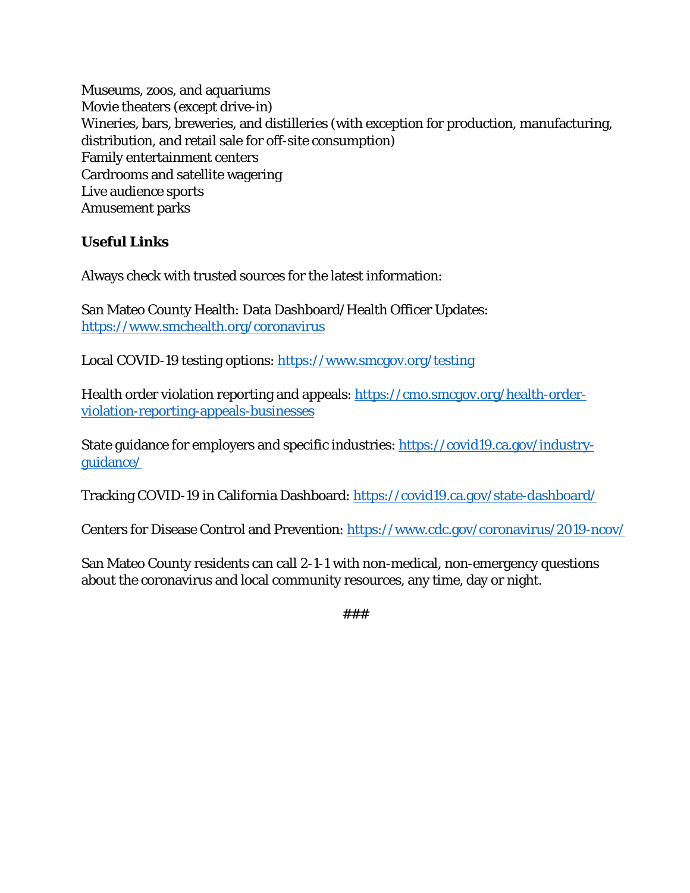Museums, zoos, and aquariums
Movie theaters (except drive-in)
Wineries, bars, breweries, and distilleries (with exception for production, manufacturing, distribution, and retail sale for off-site consumption)
Family entertainment centers
Cardrooms and satellite wagering
Live audience sports
Amusement parks

**Useful Links**

Always check with trusted sources for the latest information:

San Mateo County Health: Data Dashboard/Health Officer Updates: https://www.smchealth.org/coronavirus

Local COVID-19 testing options: https://www.smcgov.org/testing

Health order violation reporting and appeals: https://cmo.smcgov.org/health-order-violation-reporting-appeals-businesses

State guidance for employers and specific industries: https://covid19.ca.gov/industry-guidance/

Tracking COVID-19 in California Dashboard: https://covid19.ca.gov/state-dashboard/

Centers for Disease Control and Prevention: https://www.cdc.gov/coronavirus/2019-ncov/

San Mateo County residents can call 2-1-1 with non-medical, non-emergency questions about the coronavirus and local community resources, any time, day or night.

###